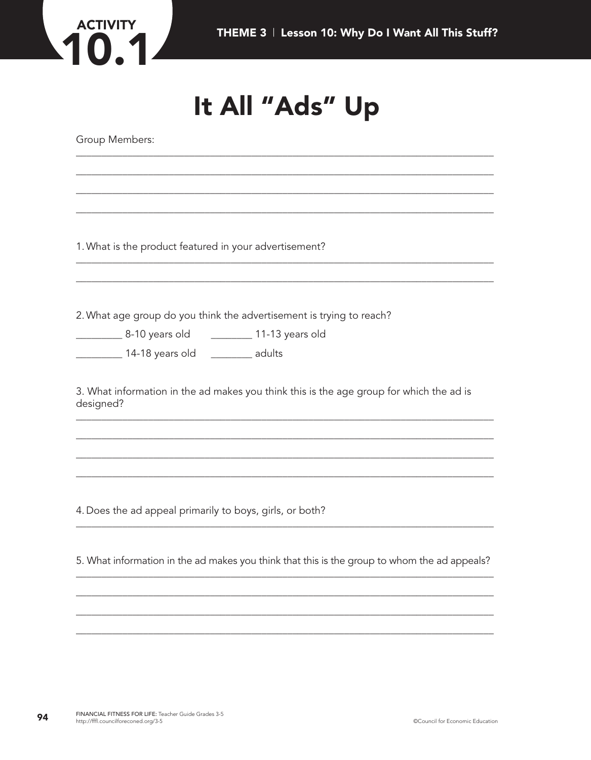ACTIVITY 10.1

THEME 3 | Lesson 10: Why Do I Want All This Stuff?

# It All "Ads" Up

Group Members:

_______________________________________________________________

_______________________________________________________________

_______________________________________________________________

_______________________________________________________________

1. What is the product featured in your advertisement?

_______________________________________________________________

_______________________________________________________________

2. What age group do you think the advertisement is trying to reach?

_________ 8-10 years old &nbsp;&nbsp;&nbsp; ________ 11-13 years old

_________ 14-18 years old &nbsp;&nbsp;&nbsp; ________ adults

3. What information in the ad makes you think this is the age group for which the ad is designed?

_______________________________________________________________

_______________________________________________________________

_______________________________________________________________

_______________________________________________________________

4. Does the ad appeal primarily to boys, girls, or both?

_______________________________________________________________

5. What information in the ad makes you think that this is the group to whom the ad appeals?

_______________________________________________________________

_______________________________________________________________

_______________________________________________________________

_______________________________________________________________

FINANCIAL FITNESS FOR LIFE: Teacher Guide Grades 3-5
http://fffl.councilforeconed.org/3-5

©Council for Economic Education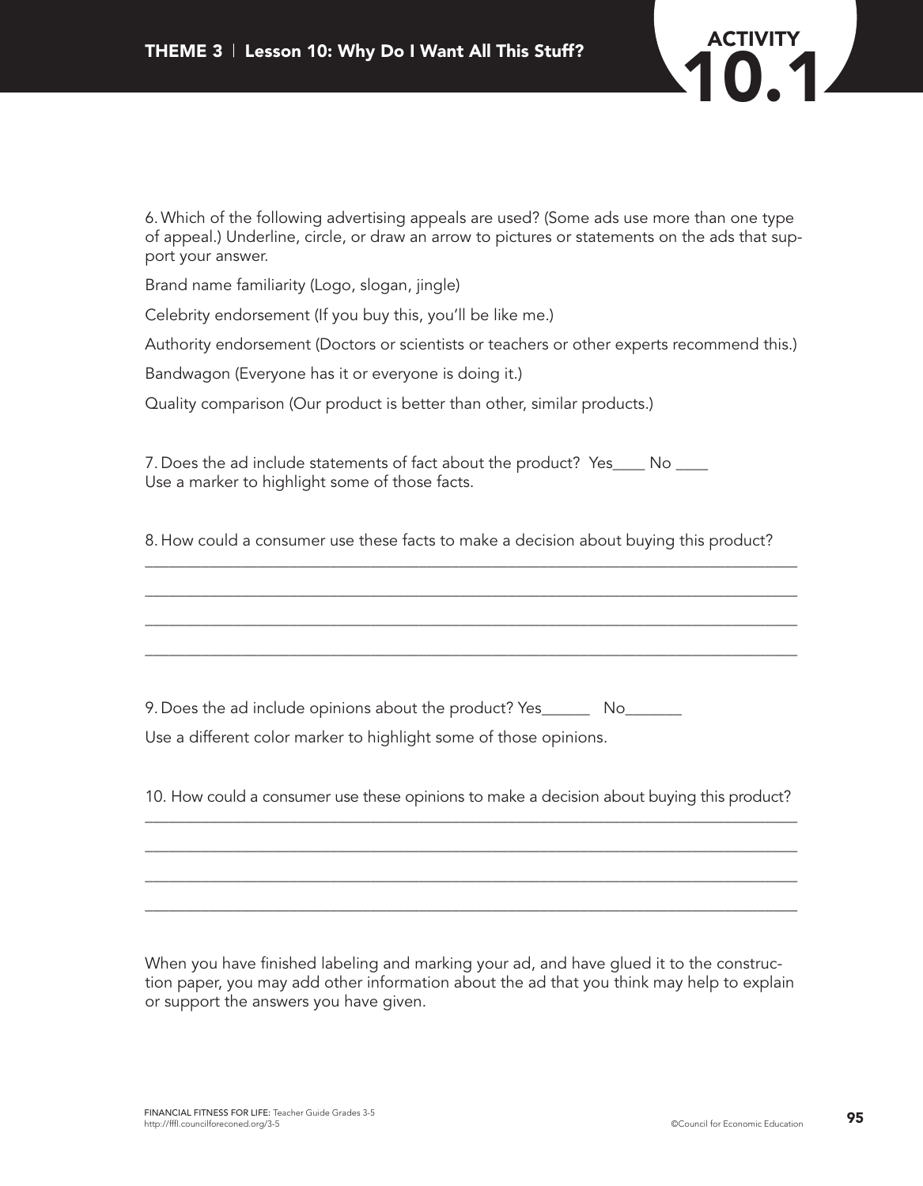6. Which of the following advertising appeals are used? (Some ads use more than one type of appeal.) Underline, circle, or draw an arrow to pictures or statements on the ads that support your answer.

Brand name familiarity (Logo, slogan, jingle)

Celebrity endorsement (If you buy this, you'll be like me.)

Authority endorsement (Doctors or scientists or teachers or other experts recommend this.)

Bandwagon (Everyone has it or everyone is doing it.)

Quality comparison (Our product is better than other, similar products.)

7. Does the ad include statements of fact about the product? Yes____ No ____
Use a marker to highlight some of those facts.

8. How could a consumer use these facts to make a decision about buying this product?

________________________________________________________________________________

________________________________________________________________________________

________________________________________________________________________________

________________________________________________________________________________

9. Does the ad include opinions about the product? Yes______ No_______

Use a different color marker to highlight some of those opinions.

10. How could a consumer use these opinions to make a decision about buying this product?

________________________________________________________________________________

________________________________________________________________________________

________________________________________________________________________________

________________________________________________________________________________

When you have finished labeling and marking your ad, and have glued it to the construction paper, you may add other information about the ad that you think may help to explain or support the answers you have given.